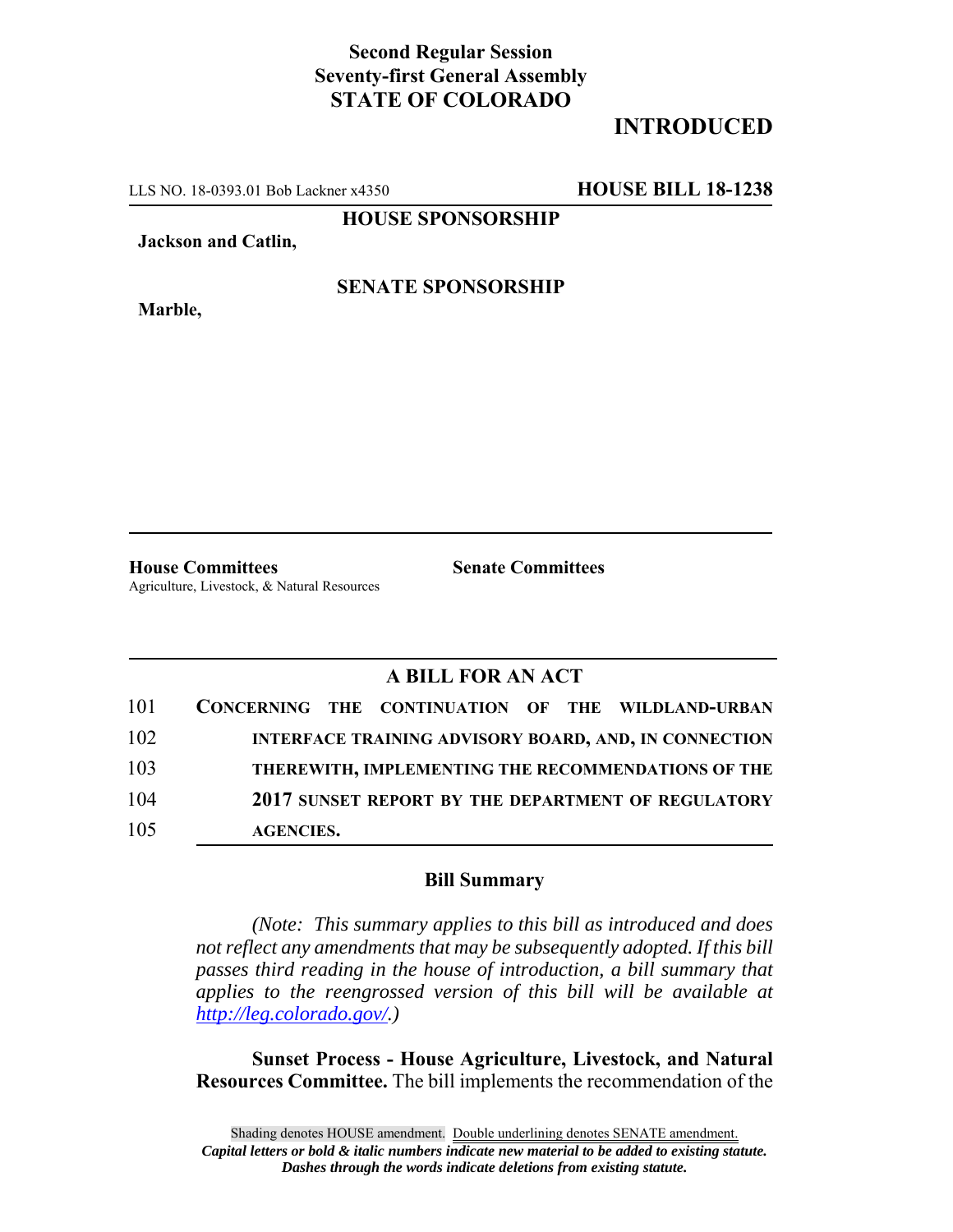**Second Regular Session**
**Seventy-first General Assembly**
**STATE OF COLORADO**

## INTRODUCED

LLS NO. 18-0393.01 Bob Lackner x4350 **HOUSE BILL 18-1238**

**HOUSE SPONSORSHIP**

**Jackson and Catlin,**

**SENATE SPONSORSHIP**

**Marble,**

**House Committees**
Agriculture, Livestock, & Natural Resources

**Senate Committees**

## A BILL FOR AN ACT

101 **CONCERNING THE CONTINUATION OF THE WILDLAND-URBAN**
102 **INTERFACE TRAINING ADVISORY BOARD, AND, IN CONNECTION**
103 **THEREWITH, IMPLEMENTING THE RECOMMENDATIONS OF THE**
104 **2017 SUNSET REPORT BY THE DEPARTMENT OF REGULATORY**
105 **AGENCIES.**

### Bill Summary

*(Note: This summary applies to this bill as introduced and does not reflect any amendments that may be subsequently adopted. If this bill passes third reading in the house of introduction, a bill summary that applies to the reengrossed version of this bill will be available at http://leg.colorado.gov/.)*

**Sunset Process - House Agriculture, Livestock, and Natural Resources Committee.** The bill implements the recommendation of the

Shading denotes HOUSE amendment. Double underlining denotes SENATE amendment.
*Capital letters or bold & italic numbers indicate new material to be added to existing statute.*
*Dashes through the words indicate deletions from existing statute.*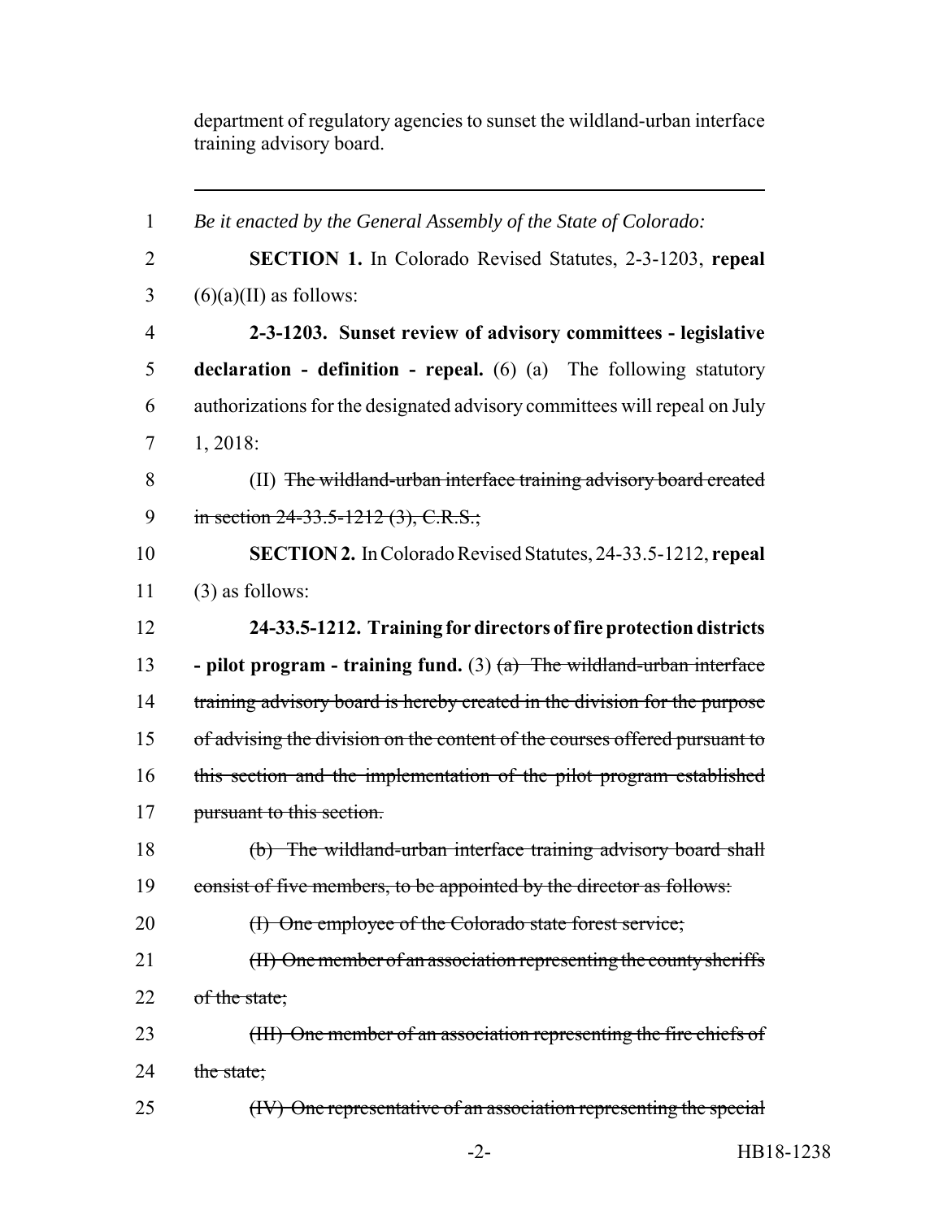department of regulatory agencies to sunset the wildland-urban interface training advisory board.

---

*Be it enacted by the General Assembly of the State of Colorado:*

**SECTION 1.** In Colorado Revised Statutes, 2-3-1203, **repeal** (6)(a)(II) as follows:

**2-3-1203. Sunset review of advisory committees - legislative declaration - definition - repeal.** (6) (a) The following statutory authorizations for the designated advisory committees will repeal on July 1, 2018:

(II) ~~The wildland-urban interface training advisory board created in section 24-33.5-1212 (3), C.R.S.;~~

**SECTION 2.** In Colorado Revised Statutes, 24-33.5-1212, **repeal** (3) as follows:

**24-33.5-1212. Training for directors of fire protection districts - pilot program - training fund.** (3) ~~(a) The wildland-urban interface training advisory board is hereby created in the division for the purpose of advising the division on the content of the courses offered pursuant to this section and the implementation of the pilot program established pursuant to this section.~~

~~(b) The wildland-urban interface training advisory board shall consist of five members, to be appointed by the director as follows:~~

~~(I) One employee of the Colorado state forest service;~~

~~(II) One member of an association representing the county sheriffs of the state;~~

~~(III) One member of an association representing the fire chiefs of the state;~~

~~(IV) One representative of an association representing the special~~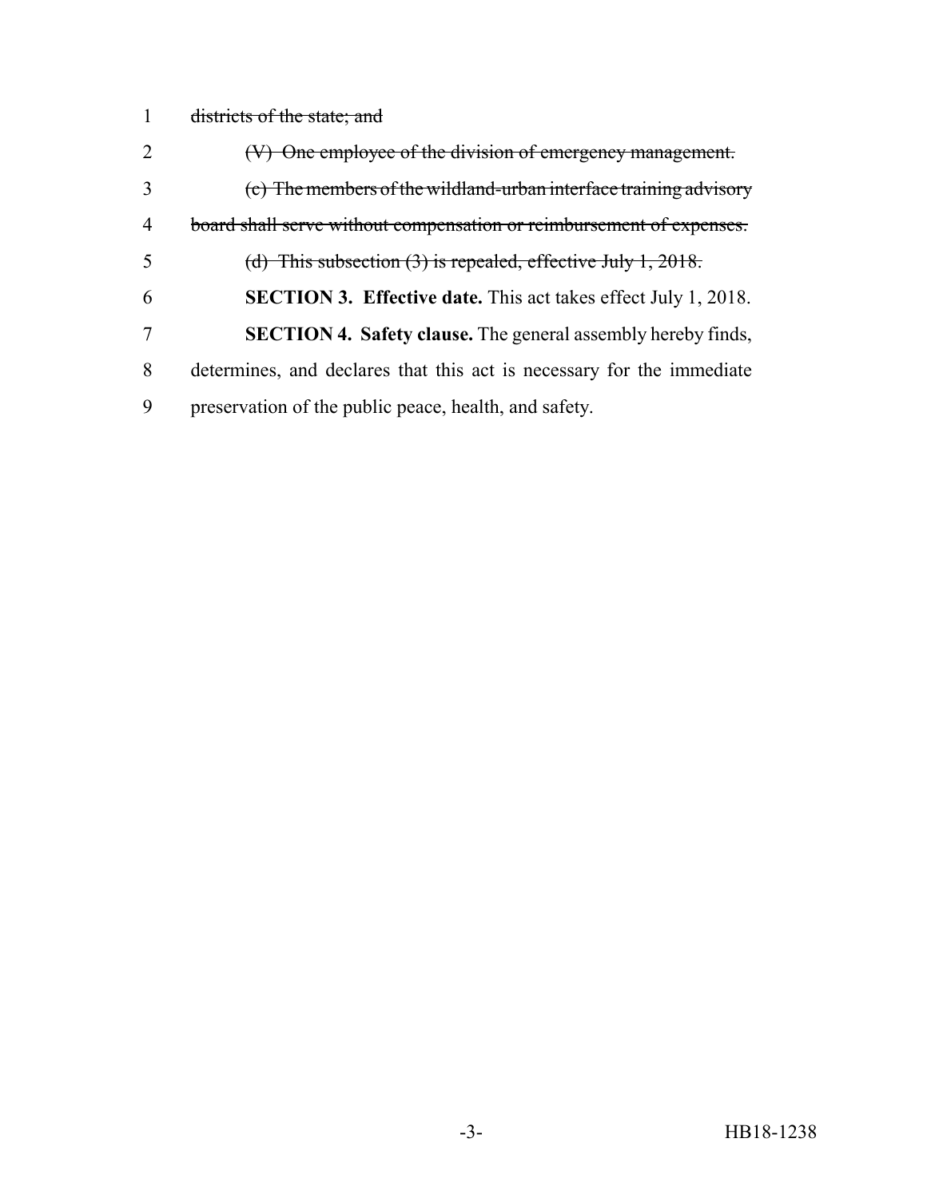~~districts of the state; and~~

~~(V) One employee of the division of emergency management.~~

~~(c) The members of the wildland-urban interface training advisory board shall serve without compensation or reimbursement of expenses.~~

~~(d) This subsection (3) is repealed, effective July 1, 2018.~~

**SECTION 3. Effective date.** This act takes effect July 1, 2018.

**SECTION 4. Safety clause.** The general assembly hereby finds, determines, and declares that this act is necessary for the immediate preservation of the public peace, health, and safety.